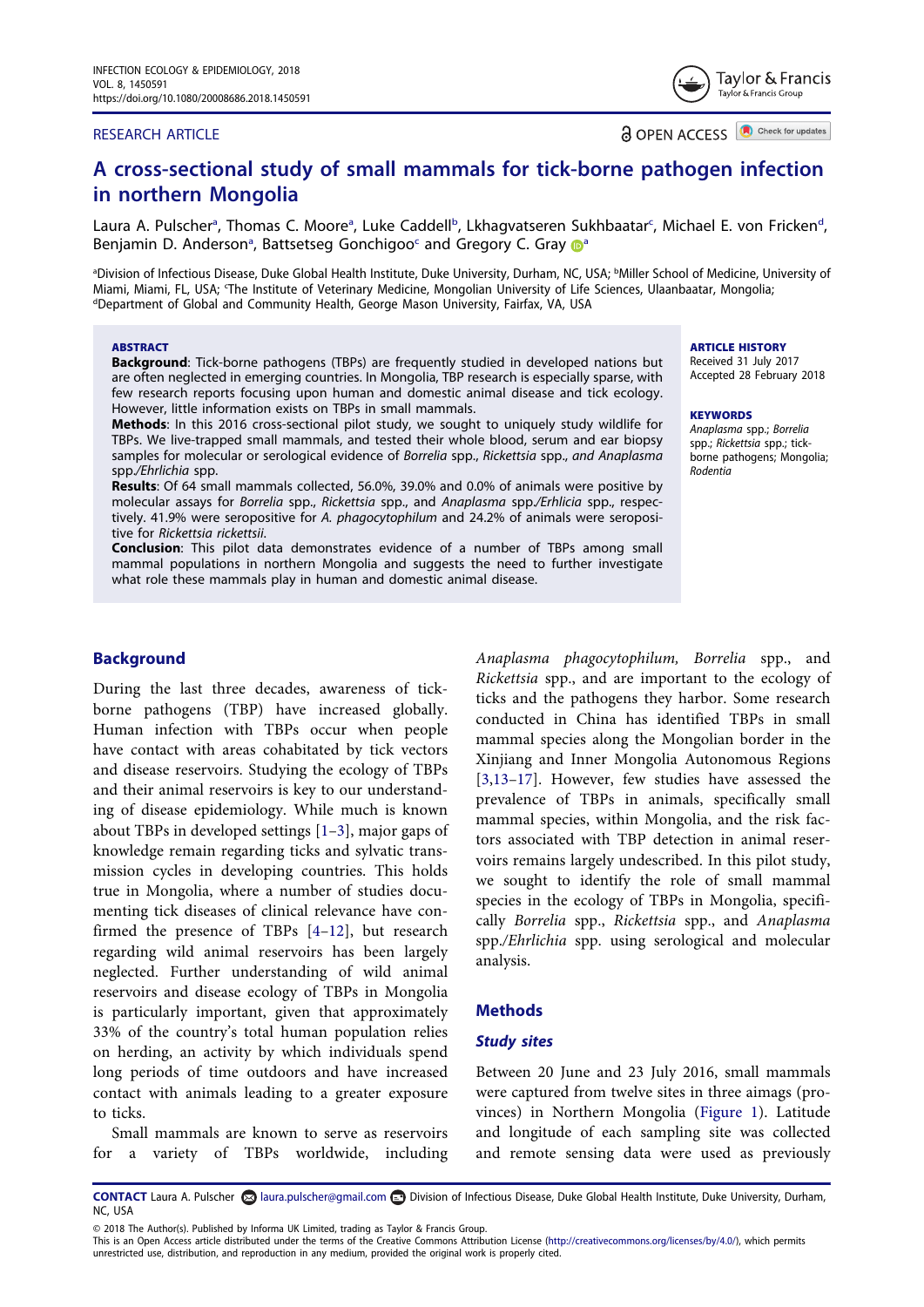RESEARCH ARTICLE

OPEN ACCESS

# A cross-sectional study of small mammals for tick-borne pathogen infection in northern Mongolia

Laura A. Pulscher[a], Thomas C. Moore[a], Luke Caddell[b], Lkhagvatseren Sukhbaatar[c], Michael E. von Fricken[d], Benjamin D. Anderson[a], Battsetseg Gonchigoo[c] and Gregory C. Gray[a]

[a]Division of Infectious Disease, Duke Global Health Institute, Duke University, Durham, NC, USA; [b]Miller School of Medicine, University of Miami, Miami, FL, USA; [c]The Institute of Veterinary Medicine, Mongolian University of Life Sciences, Ulaanbaatar, Mongolia; [d]Department of Global and Community Health, George Mason University, Fairfax, VA, USA

**ABSTRACT**

**Background**: Tick-borne pathogens (TBPs) are frequently studied in developed nations but are often neglected in emerging countries. In Mongolia, TBP research is especially sparse, with few research reports focusing upon human and domestic animal disease and tick ecology. However, little information exists on TBPs in small mammals.

**Methods**: In this 2016 cross-sectional pilot study, we sought to uniquely study wildlife for TBPs. We live-trapped small mammals, and tested their whole blood, serum and ear biopsy samples for molecular or serological evidence of *Borrelia* spp., *Rickettsia* spp., *and Anaplasma* spp./*Ehrlichia* spp.

**Results**: Of 64 small mammals collected, 56.0%, 39.0% and 0.0% of animals were positive by molecular assays for *Borrelia* spp., *Rickettsia* spp., and *Anaplasma* spp./*Erlhicia* spp., respectively. 41.9% were seropositive for *A. phagocytophilum* and 24.2% of animals were seropositive for *Rickettsia rickettsii*.

**Conclusion**: This pilot data demonstrates evidence of a number of TBPs among small mammal populations in northern Mongolia and suggests the need to further investigate what role these mammals play in human and domestic animal disease.

**ARTICLE HISTORY**
Received 31 July 2017
Accepted 28 February 2018

**KEYWORDS**
*Anaplasma* spp.; *Borrelia* spp.; *Rickettsia* spp.; tick-borne pathogens; Mongolia; *Rodentia*

## Background

During the last three decades, awareness of tick-borne pathogens (TBP) have increased globally. Human infection with TBPs occur when people have contact with areas cohabitated by tick vectors and disease reservoirs. Studying the ecology of TBPs and their animal reservoirs is key to our understanding of disease epidemiology. While much is known about TBPs in developed settings [1–3], major gaps of knowledge remain regarding ticks and sylvatic transmission cycles in developing countries. This holds true in Mongolia, where a number of studies documenting tick diseases of clinical relevance have confirmed the presence of TBPs [4–12], but research regarding wild animal reservoirs has been largely neglected. Further understanding of wild animal reservoirs and disease ecology of TBPs in Mongolia is particularly important, given that approximately 33% of the country's total human population relies on herding, an activity by which individuals spend long periods of time outdoors and have increased contact with animals leading to a greater exposure to ticks.

Small mammals are known to serve as reservoirs for a variety of TBPs worldwide, including *Anaplasma phagocytophilum, Borrelia* spp., and *Rickettsia* spp., and are important to the ecology of ticks and the pathogens they harbor. Some research conducted in China has identified TBPs in small mammal species along the Mongolian border in the Xinjiang and Inner Mongolia Autonomous Regions [3,13–17]. However, few studies have assessed the prevalence of TBPs in animals, specifically small mammal species, within Mongolia, and the risk factors associated with TBP detection in animal reservoirs remains largely undescribed. In this pilot study, we sought to identify the role of small mammal species in the ecology of TBPs in Mongolia, specifically *Borrelia* spp., *Rickettsia* spp., and *Anaplasma* spp./*Ehrlichia* spp. using serological and molecular analysis.

## Methods

### Study sites

Between 20 June and 23 July 2016, small mammals were captured from twelve sites in three aimags (provinces) in Northern Mongolia (Figure 1). Latitude and longitude of each sampling site was collected and remote sensing data were used as previously

**CONTACT** Laura A. Pulscher laura.pulscher@gmail.com Division of Infectious Disease, Duke Global Health Institute, Duke University, Durham, NC, USA

© 2018 The Author(s). Published by Informa UK Limited, trading as Taylor & Francis Group.
This is an Open Access article distributed under the terms of the Creative Commons Attribution License (http://creativecommons.org/licenses/by/4.0/), which permits unrestricted use, distribution, and reproduction in any medium, provided the original work is properly cited.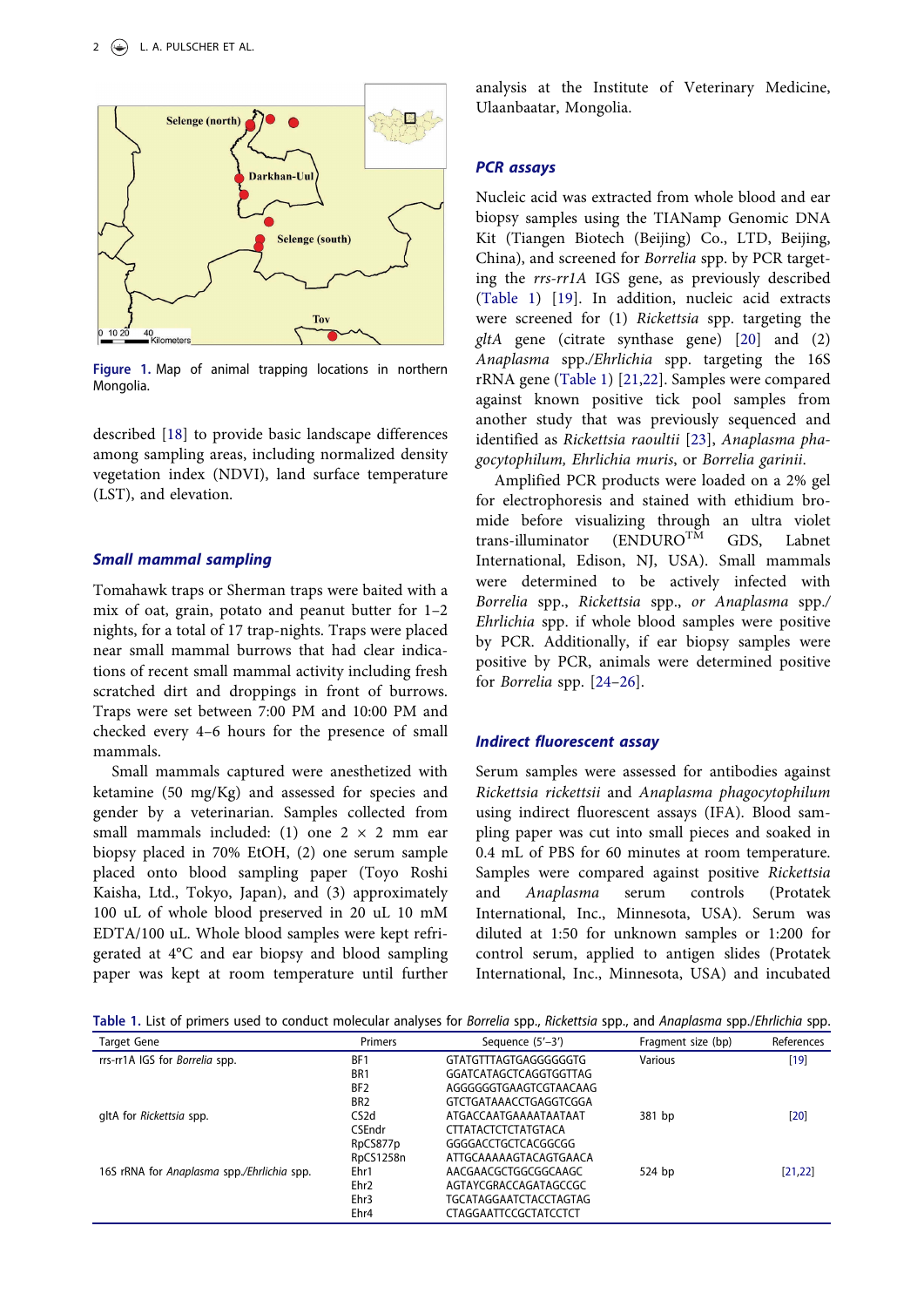Figure 1. Map of animal trapping locations in northern Mongolia.

described [18] to provide basic landscape differences among sampling areas, including normalized density vegetation index (NDVI), land surface temperature (LST), and elevation.

### Small mammal sampling

Tomahawk traps or Sherman traps were baited with a mix of oat, grain, potato and peanut butter for 1–2 nights, for a total of 17 trap-nights. Traps were placed near small mammal burrows that had clear indications of recent small mammal activity including fresh scratched dirt and droppings in front of burrows. Traps were set between 7:00 PM and 10:00 PM and checked every 4–6 hours for the presence of small mammals.

Small mammals captured were anesthetized with ketamine (50 mg/Kg) and assessed for species and gender by a veterinarian. Samples collected from small mammals included: (1) one 2 × 2 mm ear biopsy placed in 70% EtOH, (2) one serum sample placed onto blood sampling paper (Toyo Roshi Kaisha, Ltd., Tokyo, Japan), and (3) approximately 100 uL of whole blood preserved in 20 uL 10 mM EDTA/100 uL. Whole blood samples were kept refrigerated at 4°C and ear biopsy and blood sampling paper was kept at room temperature until further analysis at the Institute of Veterinary Medicine, Ulaanbaatar, Mongolia.

### PCR assays

Nucleic acid was extracted from whole blood and ear biopsy samples using the TIANamp Genomic DNA Kit (Tiangen Biotech (Beijing) Co., LTD, Beijing, China), and screened for *Borrelia* spp. by PCR targeting the *rrs-rr1A* IGS gene, as previously described (Table 1) [19]. In addition, nucleic acid extracts were screened for (1) *Rickettsia* spp. targeting the *gltA* gene (citrate synthase gene) [20] and (2) *Anaplasma* spp./*Ehrlichia* spp. targeting the 16S rRNA gene (Table 1) [21,22]. Samples were compared against known positive tick pool samples from another study that was previously sequenced and identified as *Rickettsia raoultii* [23], *Anaplasma phagocytophilum, Ehrlichia muris*, or *Borrelia garinii*.

Amplified PCR products were loaded on a 2% gel for electrophoresis and stained with ethidium bromide before visualizing through an ultra violet trans-illuminator (ENDURO™ GDS, Labnet International, Edison, NJ, USA). Small mammals were determined to be actively infected with *Borrelia* spp., *Rickettsia* spp., *or Anaplasma* spp./*Ehrlichia* spp. if whole blood samples were positive by PCR. Additionally, if ear biopsy samples were positive by PCR, animals were determined positive for *Borrelia* spp. [24–26].

### Indirect fluorescent assay

Serum samples were assessed for antibodies against *Rickettsia rickettsii* and *Anaplasma phagocytophilum* using indirect fluorescent assays (IFA). Blood sampling paper was cut into small pieces and soaked in 0.4 mL of PBS for 60 minutes at room temperature. Samples were compared against positive *Rickettsia* and *Anaplasma* serum controls (Protatek International, Inc., Minnesota, USA). Serum was diluted at 1:50 for unknown samples or 1:200 for control serum, applied to antigen slides (Protatek International, Inc., Minnesota, USA) and incubated

Table 1. List of primers used to conduct molecular analyses for *Borrelia* spp., *Rickettsia* spp., and *Anaplasma* spp./*Ehrlichia* spp.

| Target Gene | Primers | Sequence (5′–3′) | Fragment size (bp) | References |
|---|---|---|---|---|
| rrs-rr1A IGS for *Borrelia* spp. | BF1 | GTATGTTTAGTGAGGGGGGTG | Various | [19] |
| | BR1 | GGATCATAGCTCAGGTGGTTAG | | |
| | BF2 | AGGGGGGTGAAGTCGTAACAAG | | |
| | BR2 | GTCTGATAAACCTGAGGTCGGA | | |
| gltA for *Rickettsia* spp. | CS2d | ATGACCAATGAAAATAATAAT | 381 bp | [20] |
| | CSEndr | CTTATACTCTCTATGTACA | | |
| | RpCS877p | GGGGACCTGCTCACGGCGG | | |
| | RpCS1258n | ATTGCAAAAAGTACAGTGAACA | | |
| 16S rRNA for *Anaplasma* spp./*Ehrlichia* spp. | Ehr1 | AACGAACGCTGGCGGCAAGC | 524 bp | [21,22] |
| | Ehr2 | AGTAYCGRACCAGATAGCCGC | | |
| | Ehr3 | TGCATAGGAATCTACCTAGTAG | | |
| | Ehr4 | CTAGGAATTCCGCTATCCTCT | | |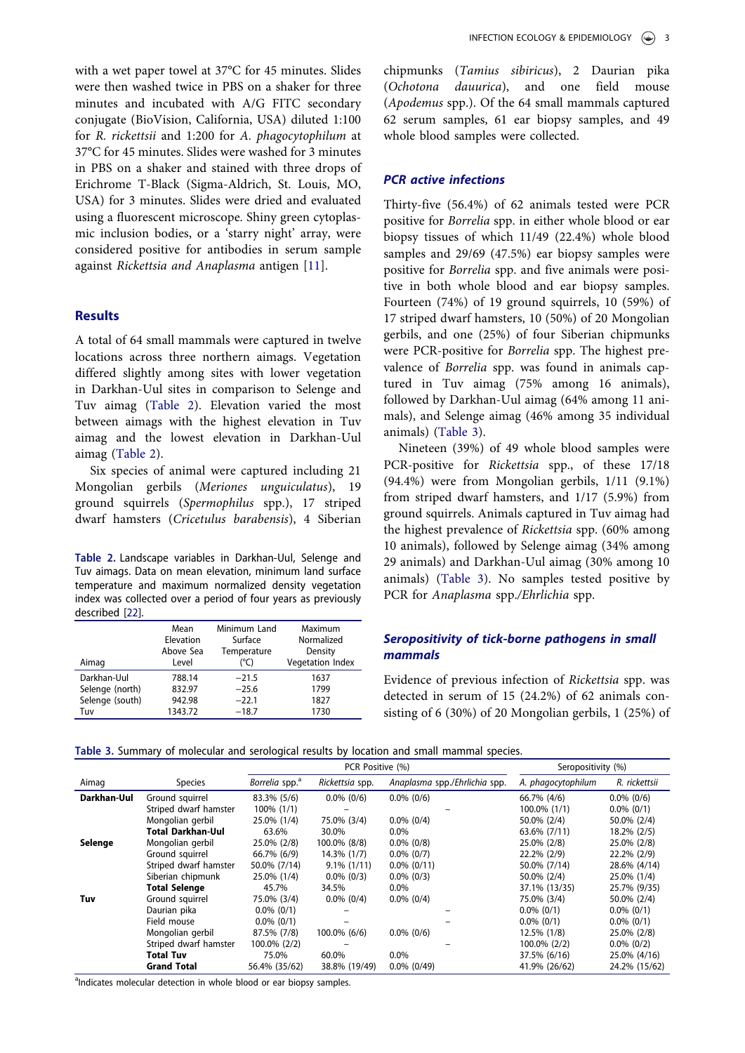with a wet paper towel at 37°C for 45 minutes. Slides were then washed twice in PBS on a shaker for three minutes and incubated with A/G FITC secondary conjugate (BioVision, California, USA) diluted 1:100 for *R. rickettsii* and 1:200 for *A. phagocytophilum* at 37°C for 45 minutes. Slides were washed for 3 minutes in PBS on a shaker and stained with three drops of Erichrome T-Black (Sigma-Aldrich, St. Louis, MO, USA) for 3 minutes. Slides were dried and evaluated using a fluorescent microscope. Shiny green cytoplasmic inclusion bodies, or a 'starry night' array, were considered positive for antibodies in serum sample against *Rickettsia and Anaplasma* antigen [11].

## Results

A total of 64 small mammals were captured in twelve locations across three northern aimags. Vegetation differed slightly among sites with lower vegetation in Darkhan-Uul sites in comparison to Selenge and Tuv aimag (Table 2). Elevation varied the most between aimags with the highest elevation in Tuv aimag and the lowest elevation in Darkhan-Uul aimag (Table 2).

Six species of animal were captured including 21 Mongolian gerbils (*Meriones unguiculatus*), 19 ground squirrels (*Spermophilus* spp.), 17 striped dwarf hamsters (*Cricetulus barabensis*), 4 Siberian chipmunks (*Tamius sibiricus*), 2 Daurian pika (*Ochotona dauurica*), and one field mouse (*Apodemus* spp.). Of the 64 small mammals captured 62 serum samples, 61 ear biopsy samples, and 49 whole blood samples were collected.

**Table 2.** Landscape variables in Darkhan-Uul, Selenge and Tuv aimags. Data on mean elevation, minimum land surface temperature and maximum normalized density vegetation index was collected over a period of four years as previously described [22].

| Aimag | Mean Elevation Above Sea Level | Minimum Land Surface Temperature (°C) | Maximum Normalized Density Vegetation Index |
|---|---|---|---|
| Darkhan-Uul | 788.14 | −21.5 | 1637 |
| Selenge (north) | 832.97 | −25.6 | 1799 |
| Selenge (south) | 942.98 | −22.1 | 1827 |
| Tuv | 1343.72 | −18.7 | 1730 |

### PCR active infections

Thirty-five (56.4%) of 62 animals tested were PCR positive for *Borrelia* spp. in either whole blood or ear biopsy tissues of which 11/49 (22.4%) whole blood samples and 29/69 (47.5%) ear biopsy samples were positive for *Borrelia* spp. and five animals were positive in both whole blood and ear biopsy samples. Fourteen (74%) of 19 ground squirrels, 10 (59%) of 17 striped dwarf hamsters, 10 (50%) of 20 Mongolian gerbils, and one (25%) of four Siberian chipmunks were PCR-positive for *Borrelia* spp. The highest prevalence of *Borrelia* spp. was found in animals captured in Tuv aimag (75% among 16 animals), followed by Darkhan-Uul aimag (64% among 11 animals), and Selenge aimag (46% among 35 individual animals) (Table 3).

Nineteen (39%) of 49 whole blood samples were PCR-positive for *Rickettsia* spp., of these 17/18 (94.4%) were from Mongolian gerbils, 1/11 (9.1%) from striped dwarf hamsters, and 1/17 (5.9%) from ground squirrels. Animals captured in Tuv aimag had the highest prevalence of *Rickettsia* spp. (60% among 10 animals), followed by Selenge aimag (34% among 29 animals) and Darkhan-Uul aimag (30% among 10 animals) (Table 3). No samples tested positive by PCR for *Anaplasma* spp./*Ehrlichia* spp.

### Seropositivity of tick-borne pathogens in small mammals

Evidence of previous infection of *Rickettsia* spp. was detected in serum of 15 (24.2%) of 62 animals consisting of 6 (30%) of 20 Mongolian gerbils, 1 (25%) of

**Table 3.** Summary of molecular and serological results by location and small mammal species.

| Aimag | Species | PCR Positive (%) | | | Seropositivity (%) | |
|---|---|---|---|---|---|---|
| | | *Borrelia* spp.[a] | *Rickettsia* spp. | *Anaplasma* spp./*Ehrlichia* spp. | *A. phagocytophilum* | *R. rickettsii* |
| **Darkhan-Uul** | Ground squirrel | 83.3% (5/6) | 0.0% (0/6) | 0.0% (0/6) | 66.7% (4/6) | 0.0% (0/6) |
| | Striped dwarf hamster | 100% (1/1) | – | – | 100.0% (1/1) | 0.0% (0/1) |
| | Mongolian gerbil | 25.0% (1/4) | 75.0% (3/4) | 0.0% (0/4) | 50.0% (2/4) | 50.0% (2/4) |
| | **Total Darkhan-Uul** | 63.6% | 30.0% | 0.0% | 63.6% (7/11) | 18.2% (2/5) |
| **Selenge** | Mongolian gerbil | 25.0% (2/8) | 100.0% (8/8) | 0.0% (0/8) | 25.0% (2/8) | 25.0% (2/8) |
| | Ground squirrel | 66.7% (6/9) | 14.3% (1/7) | 0.0% (0/7) | 22.2% (2/9) | 22.2% (2/9) |
| | Striped dwarf hamster | 50.0% (7/14) | 9.1% (1/11) | 0.0% (0/11) | 50.0% (7/14) | 28.6% (4/14) |
| | Siberian chipmunk | 25.0% (1/4) | 0.0% (0/3) | 0.0% (0/3) | 50.0% (2/4) | 25.0% (1/4) |
| | **Total Selenge** | 45.7% | 34.5% | 0.0% | 37.1% (13/35) | 25.7% (9/35) |
| **Tuv** | Ground squirrel | 75.0% (3/4) | 0.0% (0/4) | 0.0% (0/4) | 75.0% (3/4) | 50.0% (2/4) |
| | Daurian pika | 0.0% (0/1) | – | – | 0.0% (0/1) | 0.0% (0/1) |
| | Field mouse | 0.0% (0/1) | – | – | 0.0% (0/1) | 0.0% (0/1) |
| | Mongolian gerbil | 87.5% (7/8) | 100.0% (6/6) | 0.0% (0/6) | 12.5% (1/8) | 25.0% (2/8) |
| | Striped dwarf hamster | 100.0% (2/2) | – | – | 100.0% (2/2) | 0.0% (0/2) |
| | **Total Tuv** | 75.0% | 60.0% | 0.0% | 37.5% (6/16) | 25.0% (4/16) |
| | **Grand Total** | 56.4% (35/62) | 38.8% (19/49) | 0.0% (0/49) | 41.9% (26/62) | 24.2% (15/62) |

[a]Indicates molecular detection in whole blood or ear biopsy samples.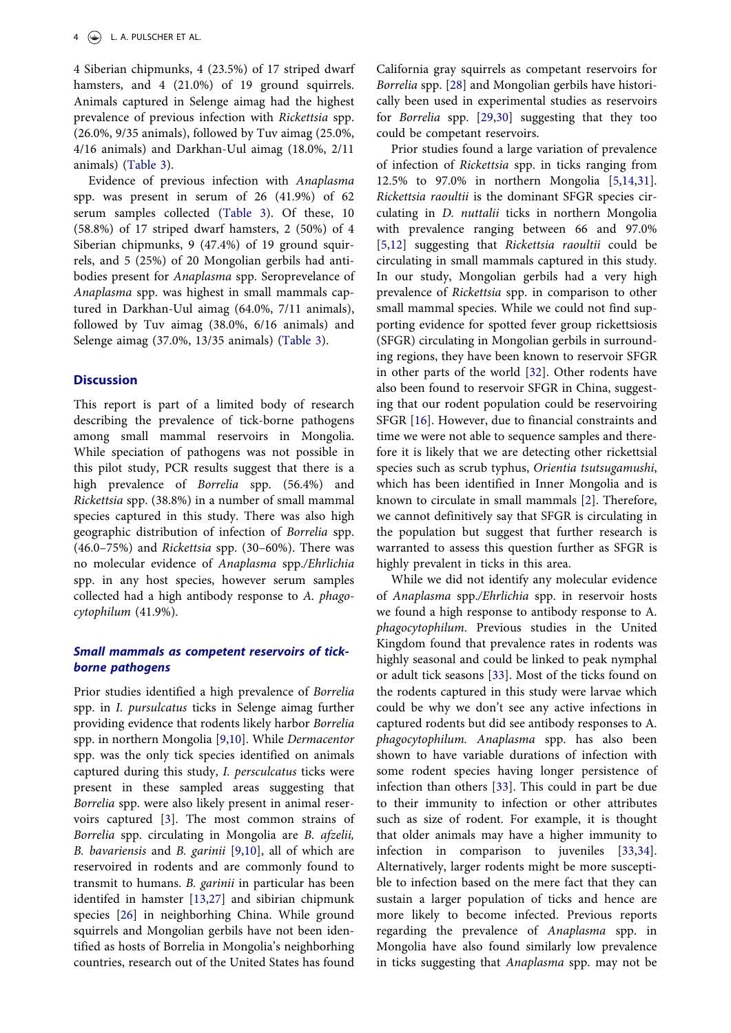4 Siberian chipmunks, 4 (23.5%) of 17 striped dwarf hamsters, and 4 (21.0%) of 19 ground squirrels. Animals captured in Selenge aimag had the highest prevalence of previous infection with *Rickettsia* spp. (26.0%, 9/35 animals), followed by Tuv aimag (25.0%, 4/16 animals) and Darkhan-Uul aimag (18.0%, 2/11 animals) (Table 3).

Evidence of previous infection with *Anaplasma* spp. was present in serum of 26 (41.9%) of 62 serum samples collected (Table 3). Of these, 10 (58.8%) of 17 striped dwarf hamsters, 2 (50%) of 4 Siberian chipmunks, 9 (47.4%) of 19 ground squirrels, and 5 (25%) of 20 Mongolian gerbils had antibodies present for *Anaplasma* spp. Seroprevalence of *Anaplasma* spp. was highest in small mammals captured in Darkhan-Uul aimag (64.0%, 7/11 animals), followed by Tuv aimag (38.0%, 6/16 animals) and Selenge aimag (37.0%, 13/35 animals) (Table 3).

## Discussion

This report is part of a limited body of research describing the prevalence of tick-borne pathogens among small mammal reservoirs in Mongolia. While speciation of pathogens was not possible in this pilot study, PCR results suggest that there is a high prevalence of *Borrelia* spp. (56.4%) and *Rickettsia* spp. (38.8%) in a number of small mammal species captured in this study. There was also high geographic distribution of infection of *Borrelia* spp. (46.0–75%) and *Rickettsia* spp. (30–60%). There was no molecular evidence of *Anaplasma* spp./*Ehrlichia* spp. in any host species, however serum samples collected had a high antibody response to *A. phagocytophilum* (41.9%).

### *Small mammals as competent reservoirs of tick-borne pathogens*

Prior studies identified a high prevalence of *Borrelia* spp. in *I. pursulcatus* ticks in Selenge aimag further providing evidence that rodents likely harbor *Borrelia* spp. in northern Mongolia [9,10]. While *Dermacentor* spp. was the only tick species identified on animals captured during this study, *I. persculcatus* ticks were present in these sampled areas suggesting that *Borrelia* spp. were also likely present in animal reservoirs captured [3]. The most common strains of *Borrelia* spp. circulating in Mongolia are *B. afzelii, B. bavariensis* and *B. garinii* [9,10], all of which are reservoired in rodents and are commonly found to transmit to humans. *B. garinii* in particular has been identifed in hamster [13,27] and sibirian chipmunk species [26] in neighborhing China. While ground squirrels and Mongolian gerbils have not been identified as hosts of Borrelia in Mongolia's neighborhing countries, research out of the United States has found California gray squirrels as competant reservoirs for *Borrelia* spp. [28] and Mongolian gerbils have historically been used in experimental studies as reservoirs for *Borrelia* spp. [29,30] suggesting that they too could be competant reservoirs.

Prior studies found a large variation of prevalence of infection of *Rickettsia* spp. in ticks ranging from 12.5% to 97.0% in northern Mongolia [5,14,31]. *Rickettsia raoultii* is the dominant SFGR species circulating in *D. nuttalii* ticks in northern Mongolia with prevalence ranging between 66 and 97.0% [5,12] suggesting that *Rickettsia raoultii* could be circulating in small mammals captured in this study. In our study, Mongolian gerbils had a very high prevalence of *Rickettsia* spp. in comparison to other small mammal species. While we could not find supporting evidence for spotted fever group rickettsiosis (SFGR) circulating in Mongolian gerbils in surrounding regions, they have been known to reservoir SFGR in other parts of the world [32]. Other rodents have also been found to reservoir SFGR in China, suggesting that our rodent population could be reservoiring SFGR [16]. However, due to financial constraints and time we were not able to sequence samples and therefore it is likely that we are detecting other rickettsial species such as scrub typhus, *Orientia tsutsugamushi*, which has been identified in Inner Mongolia and is known to circulate in small mammals [2]. Therefore, we cannot definitively say that SFGR is circulating in the population but suggest that further research is warranted to assess this question further as SFGR is highly prevalent in ticks in this area.

While we did not identify any molecular evidence of *Anaplasma* spp./*Ehrlichia* spp. in reservoir hosts we found a high response to antibody response to A. *phagocytophilum*. Previous studies in the United Kingdom found that prevalence rates in rodents was highly seasonal and could be linked to peak nymphal or adult tick seasons [33]. Most of the ticks found on the rodents captured in this study were larvae which could be why we don't see any active infections in captured rodents but did see antibody responses to A. *phagocytophilum*. *Anaplasma* spp. has also been shown to have variable durations of infection with some rodent species having longer persistence of infection than others [33]. This could in part be due to their immunity to infection or other attributes such as size of rodent. For example, it is thought that older animals may have a higher immunity to infection in comparison to juveniles [33,34]. Alternatively, larger rodents might be more susceptible to infection based on the mere fact that they can sustain a larger population of ticks and hence are more likely to become infected. Previous reports regarding the prevalence of *Anaplasma* spp. in Mongolia have also found similarly low prevalence in ticks suggesting that *Anaplasma* spp. may not be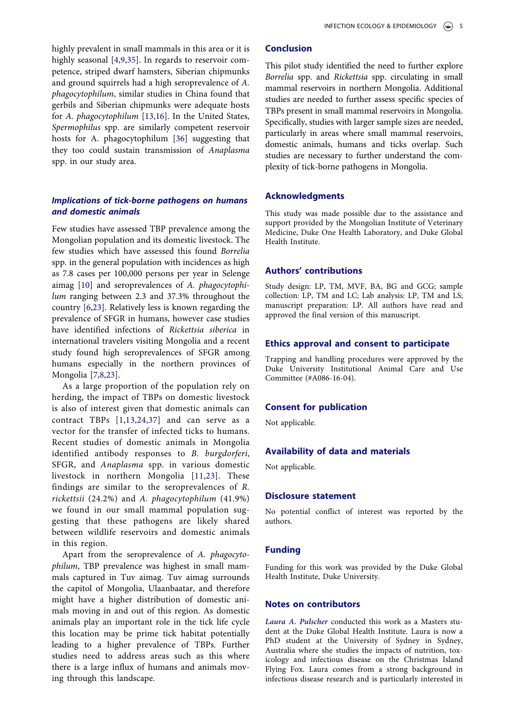highly prevalent in small mammals in this area or it is highly seasonal [4,9,35]. In regards to reservoir competence, striped dwarf hamsters, Siberian chipmunks and ground squirrels had a high seroprevalence of *A. phagocytophilum*, similar studies in China found that gerbils and Siberian chipmunks were adequate hosts for *A. phagocytophilum* [13,16]. In the United States, *Spermophilus* spp. are similarly competent reservoir hosts for A. phagocytophilum [36] suggesting that they too could sustain transmission of *Anaplasma* spp. in our study area.

### Implications of tick-borne pathogens on humans and domestic animals

Few studies have assessed TBP prevalence among the Mongolian population and its domestic livestock. The few studies which have assessed this found *Borrelia* spp. in the general population with incidences as high as 7.8 cases per 100,000 persons per year in Selenge aimag [10] and seroprevalences of *A. phagocytophilum* ranging between 2.3 and 37.3% throughout the country [6,23]. Relatively less is known regarding the prevalence of SFGR in humans, however case studies have identified infections of *Rickettsia siberica* in international travelers visiting Mongolia and a recent study found high seroprevalences of SFGR among humans especially in the northern provinces of Mongolia [7,8,23].

As a large proportion of the population rely on herding, the impact of TBPs on domestic livestock is also of interest given that domestic animals can contract TBPs [1,13,24,37] and can serve as a vector for the transfer of infected ticks to humans. Recent studies of domestic animals in Mongolia identified antibody responses to *B. burgdorferi*, SFGR, and *Anaplasma* spp. in various domestic livestock in northern Mongolia [11,23]. These findings are similar to the seroprevalences of *R. rickettsii* (24.2%) and *A. phagocytophilum* (41.9%) we found in our small mammal population suggesting that these pathogens are likely shared between wildlife reservoirs and domestic animals in this region.

Apart from the seroprevalence of *A. phagocytophilum*, TBP prevalence was highest in small mammals captured in Tuv aimag. Tuv aimag surrounds the capitol of Mongolia, Ulaanbaatar, and therefore might have a higher distribution of domestic animals moving in and out of this region. As domestic animals play an important role in the tick life cycle this location may be prime tick habitat potentially leading to a higher prevalence of TBPs. Further studies need to address areas such as this where there is a large influx of humans and animals moving through this landscape.

## Conclusion

This pilot study identified the need to further explore *Borrelia* spp. and *Rickettsia* spp. circulating in small mammal reservoirs in northern Mongolia. Additional studies are needed to further assess specific species of TBPs present in small mammal reservoirs in Mongolia. Specifically, studies with larger sample sizes are needed, particularly in areas where small mammal reservoirs, domestic animals, humans and ticks overlap. Such studies are necessary to further understand the complexity of tick-borne pathogens in Mongolia.

## Acknowledgments

This study was made possible due to the assistance and support provided by the Mongolian Institute of Veterinary Medicine, Duke One Health Laboratory, and Duke Global Health Institute.

## Authors' contributions

Study design: LP, TM, MVF, BA, BG and GCG; sample collection: LP, TM and LC; Lab analysis: LP, TM and LS; manuscript preparation: LP. All authors have read and approved the final version of this manuscript.

## Ethics approval and consent to participate

Trapping and handling procedures were approved by the Duke University Institutional Animal Care and Use Committee (#A086-16-04).

## Consent for publication

Not applicable.

## Availability of data and materials

Not applicable.

## Disclosure statement

No potential conflict of interest was reported by the authors.

## Funding

Funding for this work was provided by the Duke Global Health Institute, Duke University.

## Notes on contributors

*Laura A. Pulscher* conducted this work as a Masters student at the Duke Global Health Institute. Laura is now a PhD student at the University of Sydney in Sydney, Australia where she studies the impacts of nutrition, toxicology and infectious disease on the Christmas Island Flying Fox. Laura comes from a strong background in infectious disease research and is particularly interested in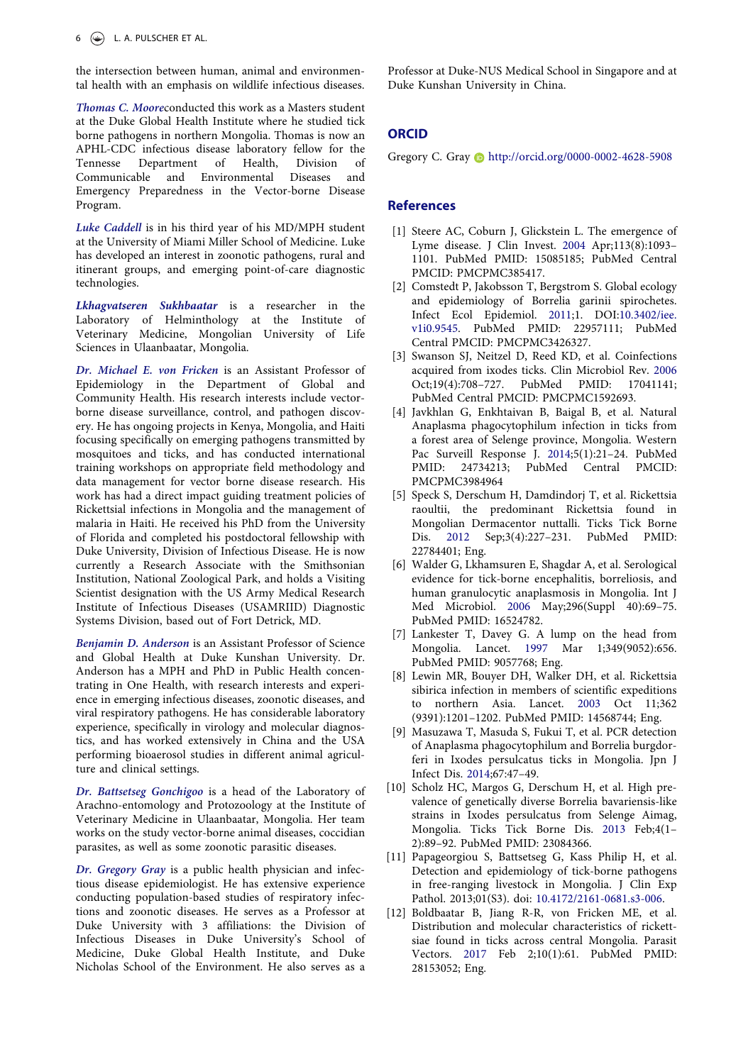the intersection between human, animal and environmental health with an emphasis on wildlife infectious diseases.

*Thomas C. Moore*conducted this work as a Masters student at the Duke Global Health Institute where he studied tick borne pathogens in northern Mongolia. Thomas is now an APHL-CDC infectious disease laboratory fellow for the Tennesse Department of Health, Division of Communicable and Environmental Diseases and Emergency Preparedness in the Vector-borne Disease Program.

*Luke Caddell* is in his third year of his MD/MPH student at the University of Miami Miller School of Medicine. Luke has developed an interest in zoonotic pathogens, rural and itinerant groups, and emerging point-of-care diagnostic technologies.

*Lkhagvatseren Sukhbaatar* is a researcher in the Laboratory of Helminthology at the Institute of Veterinary Medicine, Mongolian University of Life Sciences in Ulaanbaatar, Mongolia.

*Dr. Michael E. von Fricken* is an Assistant Professor of Epidemiology in the Department of Global and Community Health. His research interests include vector-borne disease surveillance, control, and pathogen discovery. He has ongoing projects in Kenya, Mongolia, and Haiti focusing specifically on emerging pathogens transmitted by mosquitoes and ticks, and has conducted international training workshops on appropriate field methodology and data management for vector borne disease research. His work has had a direct impact guiding treatment policies of Rickettsial infections in Mongolia and the management of malaria in Haiti. He received his PhD from the University of Florida and completed his postdoctoral fellowship with Duke University, Division of Infectious Disease. He is now currently a Research Associate with the Smithsonian Institution, National Zoological Park, and holds a Visiting Scientist designation with the US Army Medical Research Institute of Infectious Diseases (USAMRIID) Diagnostic Systems Division, based out of Fort Detrick, MD.

*Benjamin D. Anderson* is an Assistant Professor of Science and Global Health at Duke Kunshan University. Dr. Anderson has a MPH and PhD in Public Health concentrating in One Health, with research interests and experience in emerging infectious diseases, zoonotic diseases, and viral respiratory pathogens. He has considerable laboratory experience, specifically in virology and molecular diagnostics, and has worked extensively in China and the USA performing bioaerosol studies in different animal agriculture and clinical settings.

*Dr. Battsetseg Gonchigoo* is a head of the Laboratory of Arachno-entomology and Protozoology at the Institute of Veterinary Medicine in Ulaanbaatar, Mongolia. Her team works on the study vector-borne animal diseases, coccidian parasites, as well as some zoonotic parasitic diseases.

*Dr. Gregory Gray* is a public health physician and infectious disease epidemiologist. He has extensive experience conducting population-based studies of respiratory infections and zoonotic diseases. He serves as a Professor at Duke University with 3 affiliations: the Division of Infectious Diseases in Duke University's School of Medicine, Duke Global Health Institute, and Duke Nicholas School of the Environment. He also serves as a Professor at Duke-NUS Medical School in Singapore and at Duke Kunshan University in China.

## ORCID

Gregory C. Gray http://orcid.org/0000-0002-4628-5908

## References

[1] Steere AC, Coburn J, Glickstein L. The emergence of Lyme disease. J Clin Invest. 2004 Apr;113(8):1093–1101. PubMed PMID: 15085185; PubMed Central PMCID: PMCPMC385417.

[2] Comstedt P, Jakobsson T, Bergstrom S. Global ecology and epidemiology of Borrelia garinii spirochetes. Infect Ecol Epidemiol. 2011;1. DOI:10.3402/iee.v1i0.9545. PubMed PMID: 22957111; PubMed Central PMCID: PMCPMC3426327.

[3] Swanson SJ, Neitzel D, Reed KD, et al. Coinfections acquired from ixodes ticks. Clin Microbiol Rev. 2006 Oct;19(4):708–727. PubMed PMID: 17041141; PubMed Central PMCID: PMCPMC1592693.

[4] Javkhlan G, Enkhtaivan B, Baigal B, et al. Natural Anaplasma phagocytophilum infection in ticks from a forest area of Selenge province, Mongolia. Western Pac Surveill Response J. 2014;5(1):21–24. PubMed PMID: 24734213; PubMed Central PMCID: PMCPMC3984964

[5] Speck S, Derschum H, Damdindorj T, et al. Rickettsia raoultii, the predominant Rickettsia found in Mongolian Dermacentor nuttalli. Ticks Tick Borne Dis. 2012 Sep;3(4):227–231. PubMed PMID: 22784401; Eng.

[6] Walder G, Lkhamsuren E, Shagdar A, et al. Serological evidence for tick-borne encephalitis, borreliosis, and human granulocytic anaplasmosis in Mongolia. Int J Med Microbiol. 2006 May;296(Suppl 40):69–75. PubMed PMID: 16524782.

[7] Lankester T, Davey G. A lump on the head from Mongolia. Lancet. 1997 Mar 1;349(9052):656. PubMed PMID: 9057768; Eng.

[8] Lewin MR, Bouyer DH, Walker DH, et al. Rickettsia sibirica infection in members of scientific expeditions to northern Asia. Lancet. 2003 Oct 11;362 (9391):1201–1202. PubMed PMID: 14568744; Eng.

[9] Masuzawa T, Masuda S, Fukui T, et al. PCR detection of Anaplasma phagocytophilum and Borrelia burgdorferi in Ixodes persulcatus ticks in Mongolia. Jpn J Infect Dis. 2014;67:47–49.

[10] Scholz HC, Margos G, Derschum H, et al. High prevalence of genetically diverse Borrelia bavariensis-like strains in Ixodes persulcatus from Selenge Aimag, Mongolia. Ticks Tick Borne Dis. 2013 Feb;4(1–2):89–92. PubMed PMID: 23084366.

[11] Papageorgiou S, Battsetseg G, Kass Philip H, et al. Detection and epidemiology of tick-borne pathogens in free-ranging livestock in Mongolia. J Clin Exp Pathol. 2013;01(S3). doi: 10.4172/2161-0681.s3-006.

[12] Boldbaatar B, Jiang R-R, von Fricken ME, et al. Distribution and molecular characteristics of rickettsiae found in ticks across central Mongolia. Parasit Vectors. 2017 Feb 2;10(1):61. PubMed PMID: 28153052; Eng.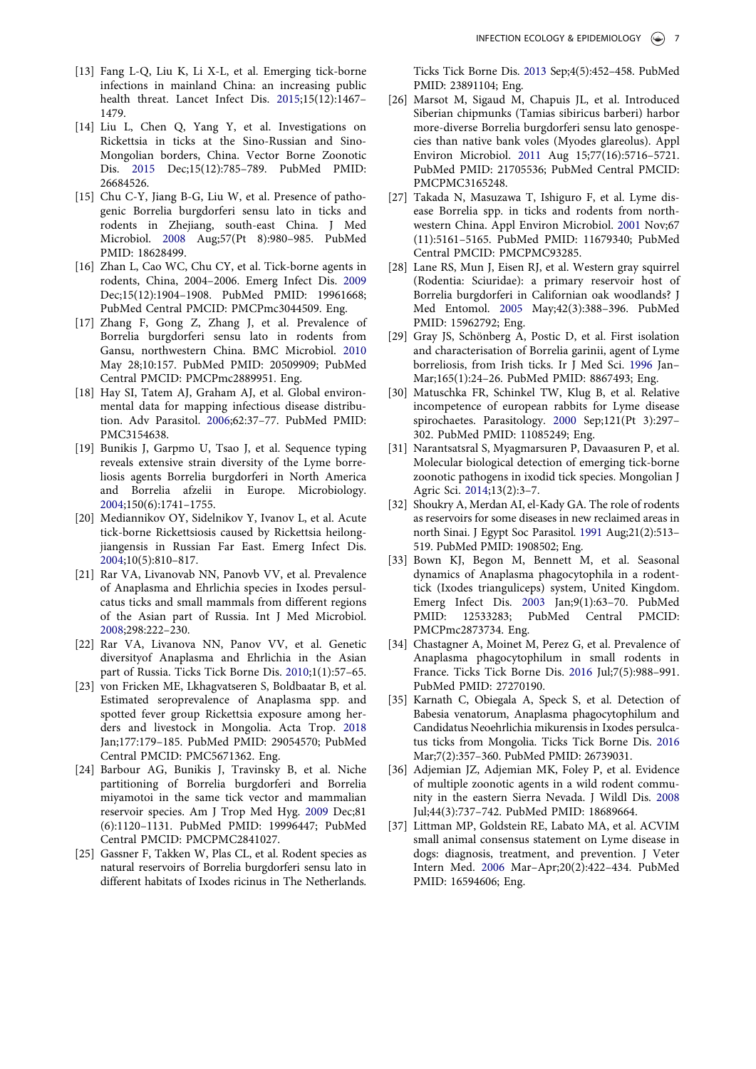[13] Fang L-Q, Liu K, Li X-L, et al. Emerging tick-borne infections in mainland China: an increasing public health threat. Lancet Infect Dis. 2015;15(12):1467–1479.

[14] Liu L, Chen Q, Yang Y, et al. Investigations on Rickettsia in ticks at the Sino-Russian and Sino-Mongolian borders, China. Vector Borne Zoonotic Dis. 2015 Dec;15(12):785–789. PubMed PMID: 26684526.

[15] Chu C-Y, Jiang B-G, Liu W, et al. Presence of pathogenic Borrelia burgdorferi sensu lato in ticks and rodents in Zhejiang, south-east China. J Med Microbiol. 2008 Aug;57(Pt 8):980–985. PubMed PMID: 18628499.

[16] Zhan L, Cao WC, Chu CY, et al. Tick-borne agents in rodents, China, 2004–2006. Emerg Infect Dis. 2009 Dec;15(12):1904–1908. PubMed PMID: 19961668; PubMed Central PMCID: PMCPmc3044509. Eng.

[17] Zhang F, Gong Z, Zhang J, et al. Prevalence of Borrelia burgdorferi sensu lato in rodents from Gansu, northwestern China. BMC Microbiol. 2010 May 28;10:157. PubMed PMID: 20509909; PubMed Central PMCID: PMCPmc2889951. Eng.

[18] Hay SI, Tatem AJ, Graham AJ, et al. Global environmental data for mapping infectious disease distribution. Adv Parasitol. 2006;62:37–77. PubMed PMID: PMC3154638.

[19] Bunikis J, Garpmo U, Tsao J, et al. Sequence typing reveals extensive strain diversity of the Lyme borreliosis agents Borrelia burgdorferi in North America and Borrelia afzelii in Europe. Microbiology. 2004;150(6):1741–1755.

[20] Mediannikov OY, Sidelnikov Y, Ivanov L, et al. Acute tick-borne Rickettsiosis caused by Rickettsia heilongjiangensis in Russian Far East. Emerg Infect Dis. 2004;10(5):810–817.

[21] Rar VA, Livanovab NN, Panovb VV, et al. Prevalence of Anaplasma and Ehrlichia species in Ixodes persulcatus ticks and small mammals from different regions of the Asian part of Russia. Int J Med Microbiol. 2008;298:222–230.

[22] Rar VA, Livanova NN, Panov VV, et al. Genetic diversityof Anaplasma and Ehrlichia in the Asian part of Russia. Ticks Tick Borne Dis. 2010;1(1):57–65.

[23] von Fricken ME, Lkhagvatseren S, Boldbaatar B, et al. Estimated seroprevalence of Anaplasma spp. and spotted fever group Rickettsia exposure among herders and livestock in Mongolia. Acta Trop. 2018 Jan;177:179–185. PubMed PMID: 29054570; PubMed Central PMCID: PMC5671362. Eng.

[24] Barbour AG, Bunikis J, Travinsky B, et al. Niche partitioning of Borrelia burgdorferi and Borrelia miyamotoi in the same tick vector and mammalian reservoir species. Am J Trop Med Hyg. 2009 Dec;81 (6):1120–1131. PubMed PMID: 19996447; PubMed Central PMCID: PMCPMC2841027.

[25] Gassner F, Takken W, Plas CL, et al. Rodent species as natural reservoirs of Borrelia burgdorferi sensu lato in different habitats of Ixodes ricinus in The Netherlands. Ticks Tick Borne Dis. 2013 Sep;4(5):452–458. PubMed PMID: 23891104; Eng.

[26] Marsot M, Sigaud M, Chapuis JL, et al. Introduced Siberian chipmunks (Tamias sibiricus barberi) harbor more-diverse Borrelia burgdorferi sensu lato genospecies than native bank voles (Myodes glareolus). Appl Environ Microbiol. 2011 Aug 15;77(16):5716–5721. PubMed PMID: 21705536; PubMed Central PMCID: PMCPMC3165248.

[27] Takada N, Masuzawa T, Ishiguro F, et al. Lyme disease Borrelia spp. in ticks and rodents from northwestern China. Appl Environ Microbiol. 2001 Nov;67 (11):5161–5165. PubMed PMID: 11679340; PubMed Central PMCID: PMCPMC93285.

[28] Lane RS, Mun J, Eisen RJ, et al. Western gray squirrel (Rodentia: Sciuridae): a primary reservoir host of Borrelia burgdorferi in Californian oak woodlands? J Med Entomol. 2005 May;42(3):388–396. PubMed PMID: 15962792; Eng.

[29] Gray JS, Schönberg A, Postic D, et al. First isolation and characterisation of Borrelia garinii, agent of Lyme borreliosis, from Irish ticks. Ir J Med Sci. 1996 Jan–Mar;165(1):24–26. PubMed PMID: 8867493; Eng.

[30] Matuschka FR, Schinkel TW, Klug B, et al. Relative incompetence of european rabbits for Lyme disease spirochaetes. Parasitology. 2000 Sep;121(Pt 3):297–302. PubMed PMID: 11085249; Eng.

[31] Narantsatsral S, Myagmarsuren P, Davaasuren P, et al. Molecular biological detection of emerging tick-borne zoonotic pathogens in ixodid tick species. Mongolian J Agric Sci. 2014;13(2):3–7.

[32] Shoukry A, Merdan AI, el-Kady GA. The role of rodents as reservoirs for some diseases in new reclaimed areas in north Sinai. J Egypt Soc Parasitol. 1991 Aug;21(2):513–519. PubMed PMID: 1908502; Eng.

[33] Bown KJ, Begon M, Bennett M, et al. Seasonal dynamics of Anaplasma phagocytophila in a rodent-tick (Ixodes trianguliceps) system, United Kingdom. Emerg Infect Dis. 2003 Jan;9(1):63–70. PubMed PMID: 12533283; PubMed Central PMCID: PMCPmc2873734. Eng.

[34] Chastagner A, Moinet M, Perez G, et al. Prevalence of Anaplasma phagocytophilum in small rodents in France. Ticks Tick Borne Dis. 2016 Jul;7(5):988–991. PubMed PMID: 27270190.

[35] Karnath C, Obiegala A, Speck S, et al. Detection of Babesia venatorum, Anaplasma phagocytophilum and Candidatus Neoehrlichia mikurensis in Ixodes persulcatus ticks from Mongolia. Ticks Tick Borne Dis. 2016 Mar;7(2):357–360. PubMed PMID: 26739031.

[36] Adjemian JZ, Adjemian MK, Foley P, et al. Evidence of multiple zoonotic agents in a wild rodent community in the eastern Sierra Nevada. J Wildl Dis. 2008 Jul;44(3):737–742. PubMed PMID: 18689664.

[37] Littman MP, Goldstein RE, Labato MA, et al. ACVIM small animal consensus statement on Lyme disease in dogs: diagnosis, treatment, and prevention. J Veter Intern Med. 2006 Mar–Apr;20(2):422–434. PubMed PMID: 16594606; Eng.